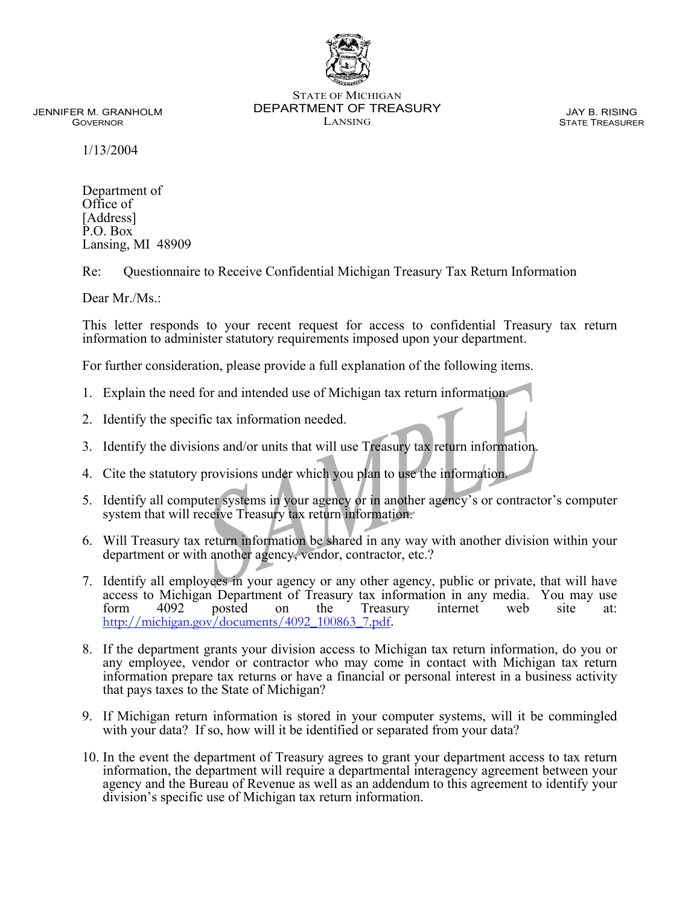STATE OF MICHIGAN
DEPARTMENT OF TREASURY
LANSING

JENNIFER M. GRANHOLM
GOVERNOR

JAY B. RISING
STATE TREASURER

1/13/2004

Department of
Office of
[Address]
P.O. Box
Lansing, MI 48909

Re: Questionnaire to Receive Confidential Michigan Treasury Tax Return Information

Dear Mr./Ms.:

This letter responds to your recent request for access to confidential Treasury tax return information to administer statutory requirements imposed upon your department.

For further consideration, please provide a full explanation of the following items.

1. Explain the need for and intended use of Michigan tax return information.

2. Identify the specific tax information needed.

3. Identify the divisions and/or units that will use Treasury tax return information.

4. Cite the statutory provisions under which you plan to use the information.

5. Identify all computer systems in your agency or in another agency's or contractor's computer system that will receive Treasury tax return information.

6. Will Treasury tax return information be shared in any way with another division within your department or with another agency, vendor, contractor, etc.?

7. Identify all employees in your agency or any other agency, public or private, that will have access to Michigan Department of Treasury tax information in any media. You may use form 4092 posted on the Treasury internet web site at: http://michigan.gov/documents/4092_100863_7.pdf.

8. If the department grants your division access to Michigan tax return information, do you or any employee, vendor or contractor who may come in contact with Michigan tax return information prepare tax returns or have a financial or personal interest in a business activity that pays taxes to the State of Michigan?

9. If Michigan return information is stored in your computer systems, will it be commingled with your data? If so, how will it be identified or separated from your data?

10. In the event the department of Treasury agrees to grant your department access to tax return information, the department will require a departmental interagency agreement between your agency and the Bureau of Revenue as well as an addendum to this agreement to identify your division's specific use of Michigan tax return information.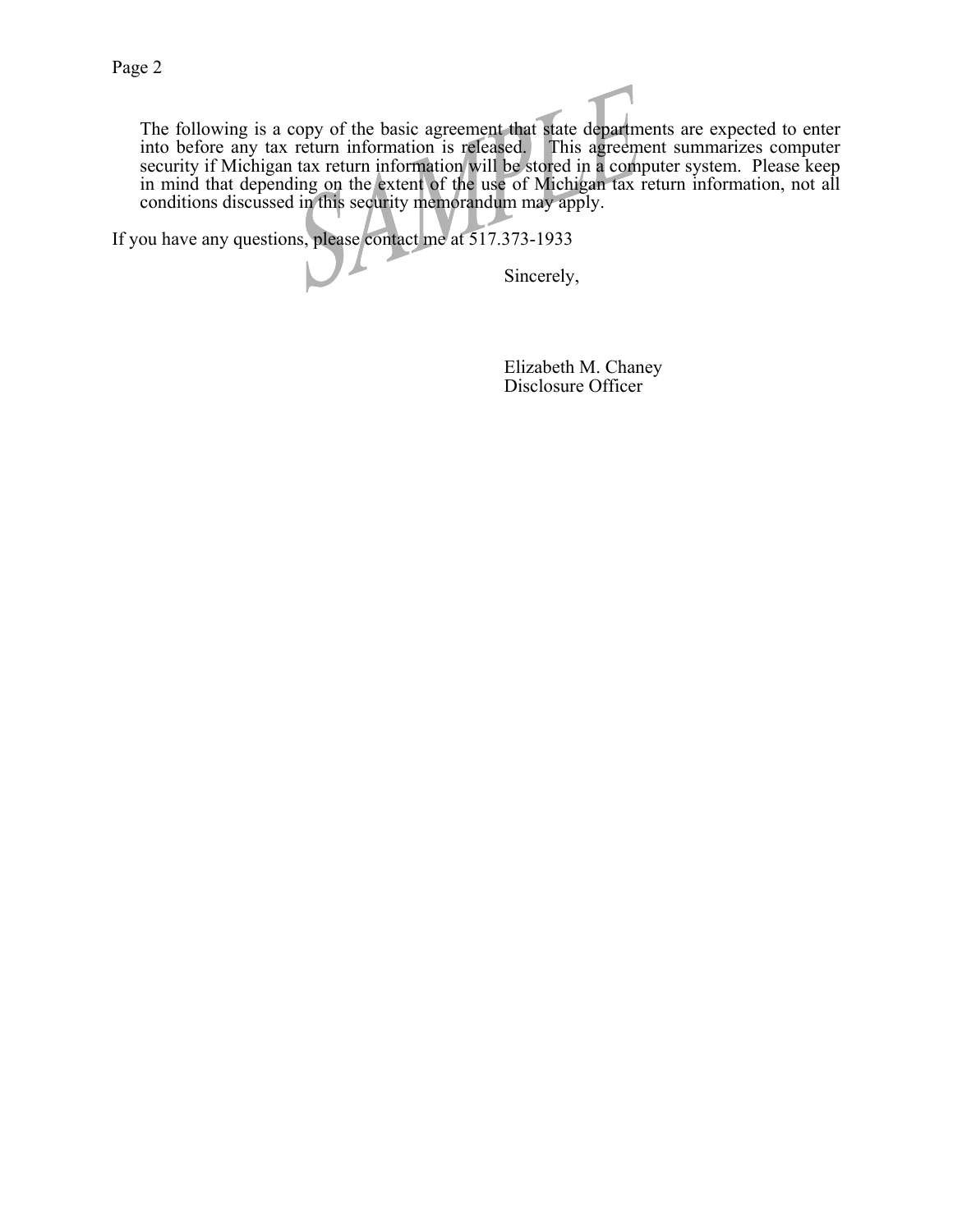The following is a copy of the basic agreement that state departments are expected to enter into before any tax return information is released. This agreement summarizes computer security if Michigan tax return information will be stored in a computer system. Please keep in mind that depending on the extent of the use of Michigan tax return information, not all conditions discussed in this security memorandum may apply.

If you have any questions, please contact me at 517.373-1933

Sincerely,

Elizabeth M. Chaney
Disclosure Officer